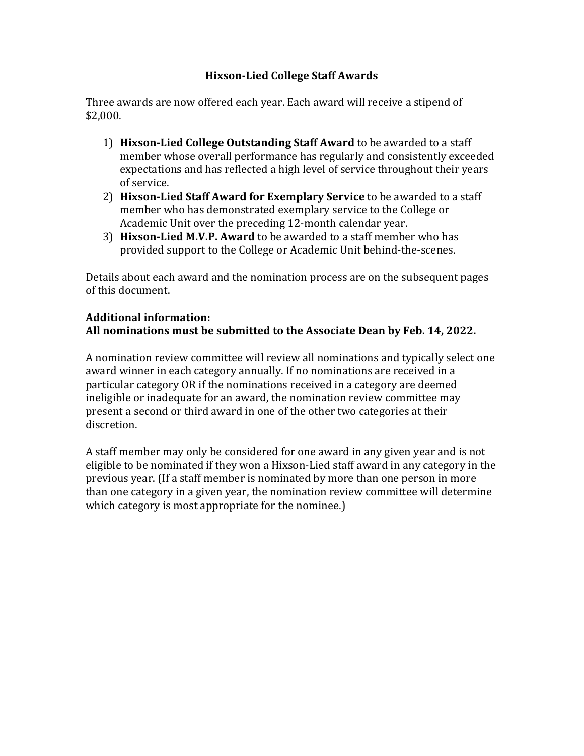# Hixson-Lied College Staff Awards

Three awards are now offered each year. Each award will receive a stipend of $2,000.

1) **Hixson-Lied College Outstanding Staff Award** to be awarded to a staff member whose overall performance has regularly and consistently exceeded expectations and has reflected a high level of service throughout their years of service.
2) **Hixson-Lied Staff Award for Exemplary Service** to be awarded to a staff member who has demonstrated exemplary service to the College or Academic Unit over the preceding 12-month calendar year.
3) **Hixson-Lied M.V.P. Award** to be awarded to a staff member who has provided support to the College or Academic Unit behind-the-scenes.

Details about each award and the nomination process are on the subsequent pages of this document.

**Additional information:**
**All nominations must be submitted to the Associate Dean by Feb. 14, 2022.**

A nomination review committee will review all nominations and typically select one award winner in each category annually. If no nominations are received in a particular category OR if the nominations received in a category are deemed ineligible or inadequate for an award, the nomination review committee may present a second or third award in one of the other two categories at their discretion.

A staff member may only be considered for one award in any given year and is not eligible to be nominated if they won a Hixson-Lied staff award in any category in the previous year. (If a staff member is nominated by more than one person in more than one category in a given year, the nomination review committee will determine which category is most appropriate for the nominee.)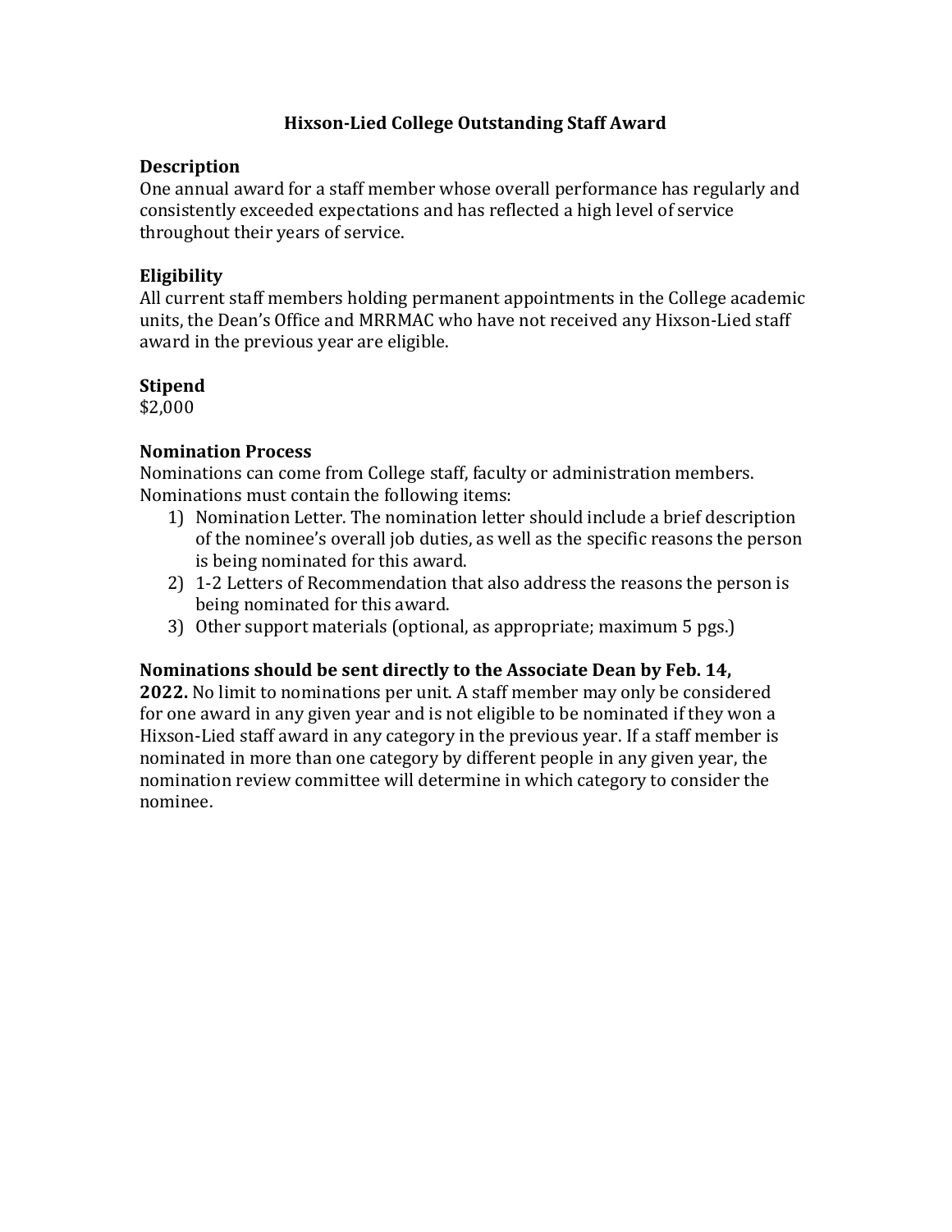# Hixson-Lied College Outstanding Staff Award

## Description

One annual award for a staff member whose overall performance has regularly and consistently exceeded expectations and has reflected a high level of service throughout their years of service.

## Eligibility

All current staff members holding permanent appointments in the College academic units, the Dean's Office and MRRMAC who have not received any Hixson-Lied staff award in the previous year are eligible.

## Stipend

$2,000

## Nomination Process

Nominations can come from College staff, faculty or administration members. Nominations must contain the following items:

1) Nomination Letter. The nomination letter should include a brief description of the nominee's overall job duties, as well as the specific reasons the person is being nominated for this award.
2) 1-2 Letters of Recommendation that also address the reasons the person is being nominated for this award.
3) Other support materials (optional, as appropriate; maximum 5 pgs.)

**Nominations should be sent directly to the Associate Dean by Feb. 14, 2022.** No limit to nominations per unit. A staff member may only be considered for one award in any given year and is not eligible to be nominated if they won a Hixson-Lied staff award in any category in the previous year. If a staff member is nominated in more than one category by different people in any given year, the nomination review committee will determine in which category to consider the nominee.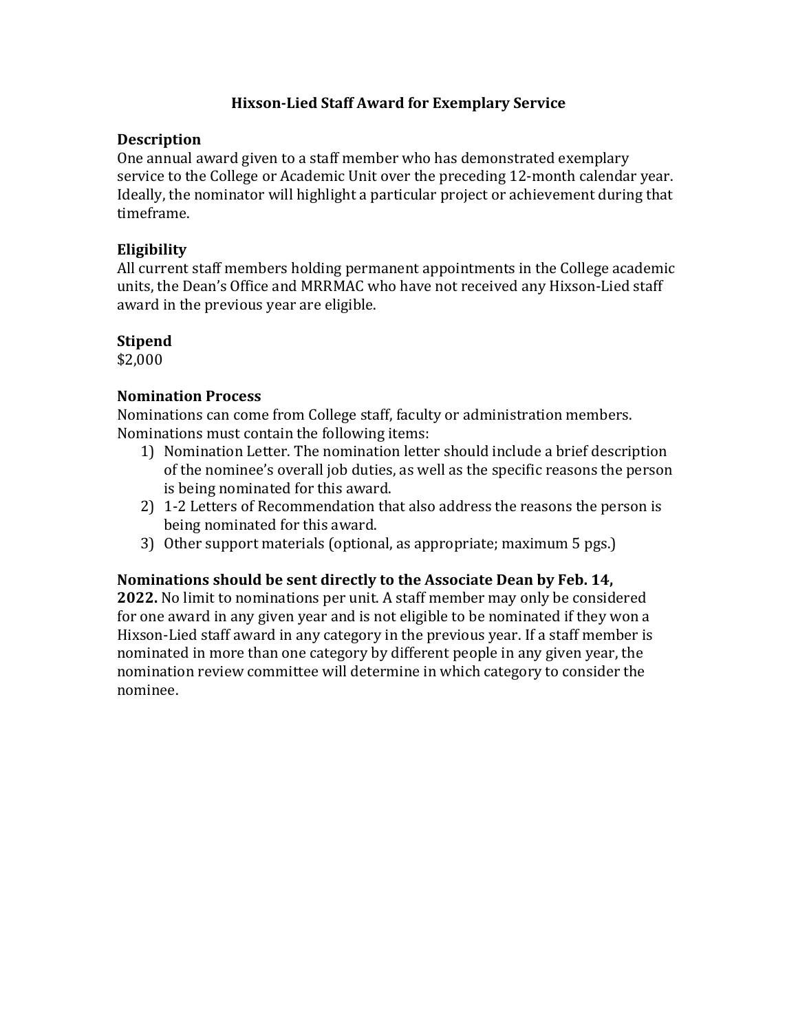# Hixson-Lied Staff Award for Exemplary Service

## Description

One annual award given to a staff member who has demonstrated exemplary service to the College or Academic Unit over the preceding 12-month calendar year. Ideally, the nominator will highlight a particular project or achievement during that timeframe.

## Eligibility

All current staff members holding permanent appointments in the College academic units, the Dean's Office and MRRMAC who have not received any Hixson-Lied staff award in the previous year are eligible.

## Stipend

$2,000

## Nomination Process

Nominations can come from College staff, faculty or administration members. Nominations must contain the following items:

1) Nomination Letter. The nomination letter should include a brief description of the nominee's overall job duties, as well as the specific reasons the person is being nominated for this award.
2) 1-2 Letters of Recommendation that also address the reasons the person is being nominated for this award.
3) Other support materials (optional, as appropriate; maximum 5 pgs.)

**Nominations should be sent directly to the Associate Dean by Feb. 14, 2022.** No limit to nominations per unit. A staff member may only be considered for one award in any given year and is not eligible to be nominated if they won a Hixson-Lied staff award in any category in the previous year. If a staff member is nominated in more than one category by different people in any given year, the nomination review committee will determine in which category to consider the nominee.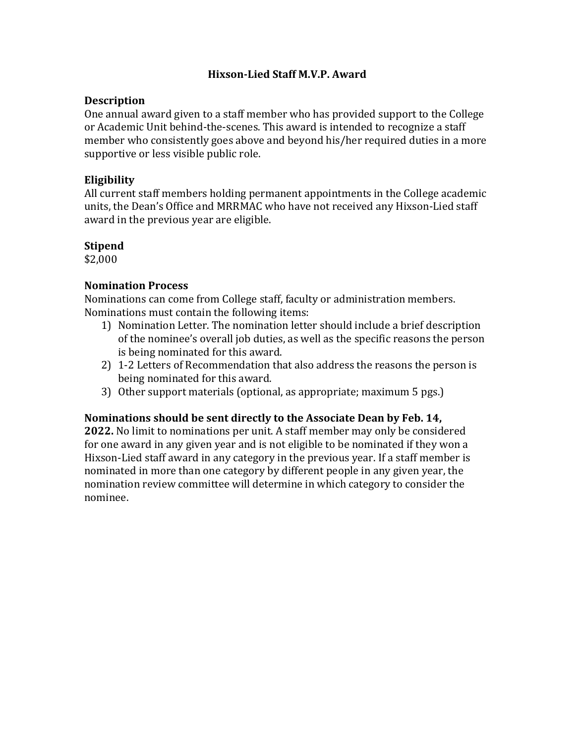# Hixson-Lied Staff M.V.P. Award

## Description

One annual award given to a staff member who has provided support to the College or Academic Unit behind-the-scenes. This award is intended to recognize a staff member who consistently goes above and beyond his/her required duties in a more supportive or less visible public role.

## Eligibility

All current staff members holding permanent appointments in the College academic units, the Dean's Office and MRRMAC who have not received any Hixson-Lied staff award in the previous year are eligible.

## Stipend

$2,000

## Nomination Process

Nominations can come from College staff, faculty or administration members. Nominations must contain the following items:

1) Nomination Letter. The nomination letter should include a brief description of the nominee's overall job duties, as well as the specific reasons the person is being nominated for this award.
2) 1-2 Letters of Recommendation that also address the reasons the person is being nominated for this award.
3) Other support materials (optional, as appropriate; maximum 5 pgs.)

**Nominations should be sent directly to the Associate Dean by Feb. 14, 2022.** No limit to nominations per unit. A staff member may only be considered for one award in any given year and is not eligible to be nominated if they won a Hixson-Lied staff award in any category in the previous year. If a staff member is nominated in more than one category by different people in any given year, the nomination review committee will determine in which category to consider the nominee.